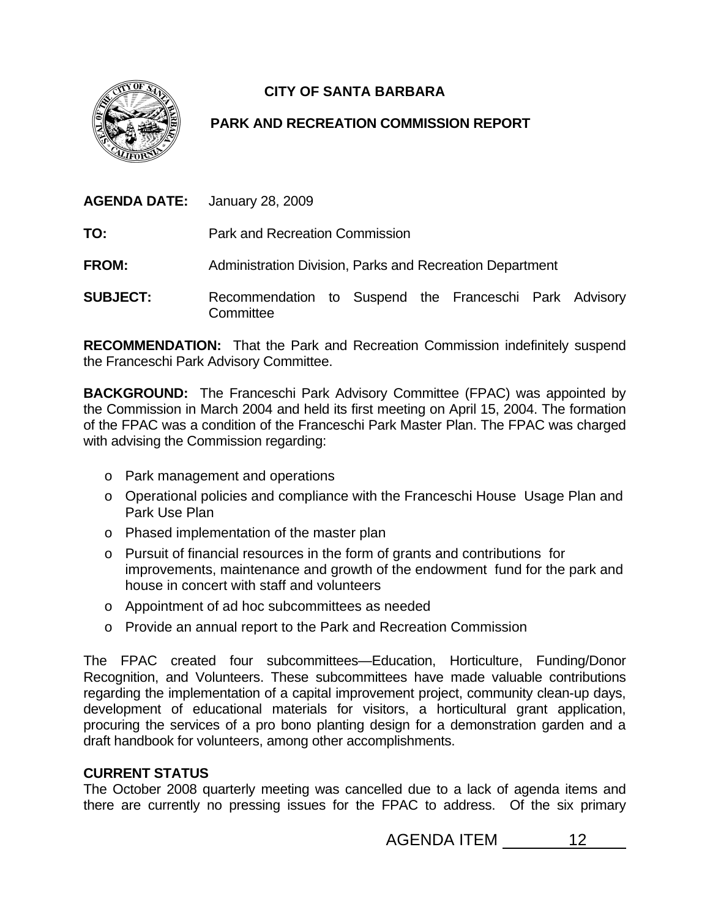# CITY OF SANTA BARBARA

## PARK AND RECREATION COMMISSION REPORT

**AGENDA DATE:** January 28, 2009

**TO:** Park and Recreation Commission

**FROM:** Administration Division, Parks and Recreation Department

**SUBJECT:** Recommendation to Suspend the Franceschi Park Advisory Committee

**RECOMMENDATION:** That the Park and Recreation Commission indefinitely suspend the Franceschi Park Advisory Committee.

**BACKGROUND:** The Franceschi Park Advisory Committee (FPAC) was appointed by the Commission in March 2004 and held its first meeting on April 15, 2004. The formation of the FPAC was a condition of the Franceschi Park Master Plan. The FPAC was charged with advising the Commission regarding:

- Park management and operations
- Operational policies and compliance with the Franceschi House Usage Plan and Park Use Plan
- Phased implementation of the master plan
- Pursuit of financial resources in the form of grants and contributions for improvements, maintenance and growth of the endowment fund for the park and house in concert with staff and volunteers
- Appointment of ad hoc subcommittees as needed
- Provide an annual report to the Park and Recreation Commission

The FPAC created four subcommittees—Education, Horticulture, Funding/Donor Recognition, and Volunteers. These subcommittees have made valuable contributions regarding the implementation of a capital improvement project, community clean-up days, development of educational materials for visitors, a horticultural grant application, procuring the services of a pro bono planting design for a demonstration garden and a draft handbook for volunteers, among other accomplishments.

**CURRENT STATUS**

The October 2008 quarterly meeting was cancelled due to a lack of agenda items and there are currently no pressing issues for the FPAC to address. Of the six primary

AGENDA ITEM 12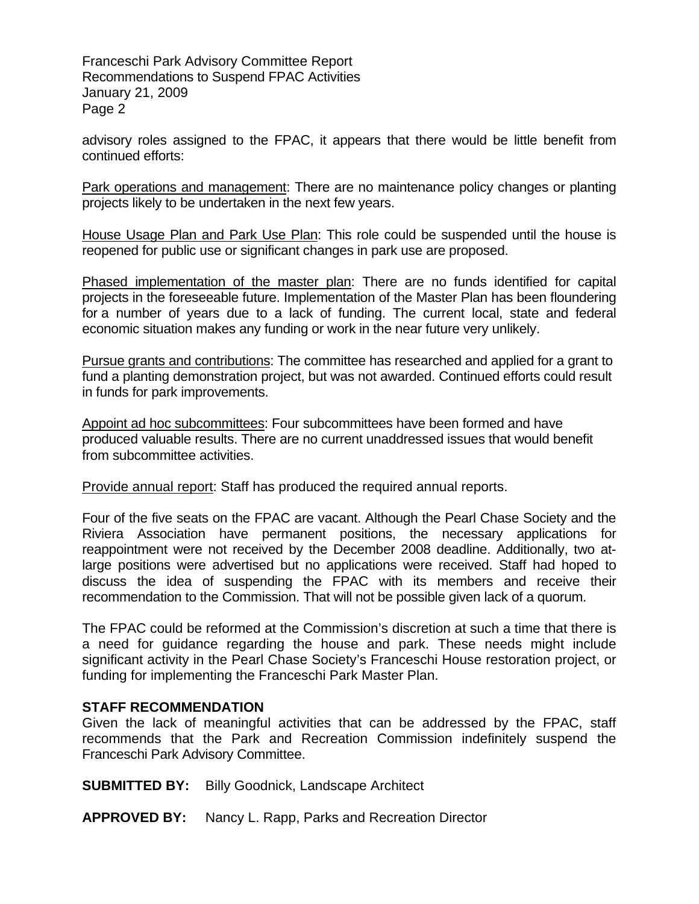advisory roles assigned to the FPAC, it appears that there would be little benefit from continued efforts:

Park operations and management: There are no maintenance policy changes or planting projects likely to be undertaken in the next few years.

House Usage Plan and Park Use Plan: This role could be suspended until the house is reopened for public use or significant changes in park use are proposed.

Phased implementation of the master plan: There are no funds identified for capital projects in the foreseeable future. Implementation of the Master Plan has been floundering for a number of years due to a lack of funding. The current local, state and federal economic situation makes any funding or work in the near future very unlikely.

Pursue grants and contributions: The committee has researched and applied for a grant to fund a planting demonstration project, but was not awarded. Continued efforts could result in funds for park improvements.

Appoint ad hoc subcommittees: Four subcommittees have been formed and have produced valuable results. There are no current unaddressed issues that would benefit from subcommittee activities.

Provide annual report: Staff has produced the required annual reports.

Four of the five seats on the FPAC are vacant. Although the Pearl Chase Society and the Riviera Association have permanent positions, the necessary applications for reappointment were not received by the December 2008 deadline. Additionally, two at-large positions were advertised but no applications were received. Staff had hoped to discuss the idea of suspending the FPAC with its members and receive their recommendation to the Commission. That will not be possible given lack of a quorum.

The FPAC could be reformed at the Commission's discretion at such a time that there is a need for guidance regarding the house and park. These needs might include significant activity in the Pearl Chase Society's Franceschi House restoration project, or funding for implementing the Franceschi Park Master Plan.

**STAFF RECOMMENDATION**

Given the lack of meaningful activities that can be addressed by the FPAC, staff recommends that the Park and Recreation Commission indefinitely suspend the Franceschi Park Advisory Committee.

**SUBMITTED BY:** Billy Goodnick, Landscape Architect

**APPROVED BY:** Nancy L. Rapp, Parks and Recreation Director